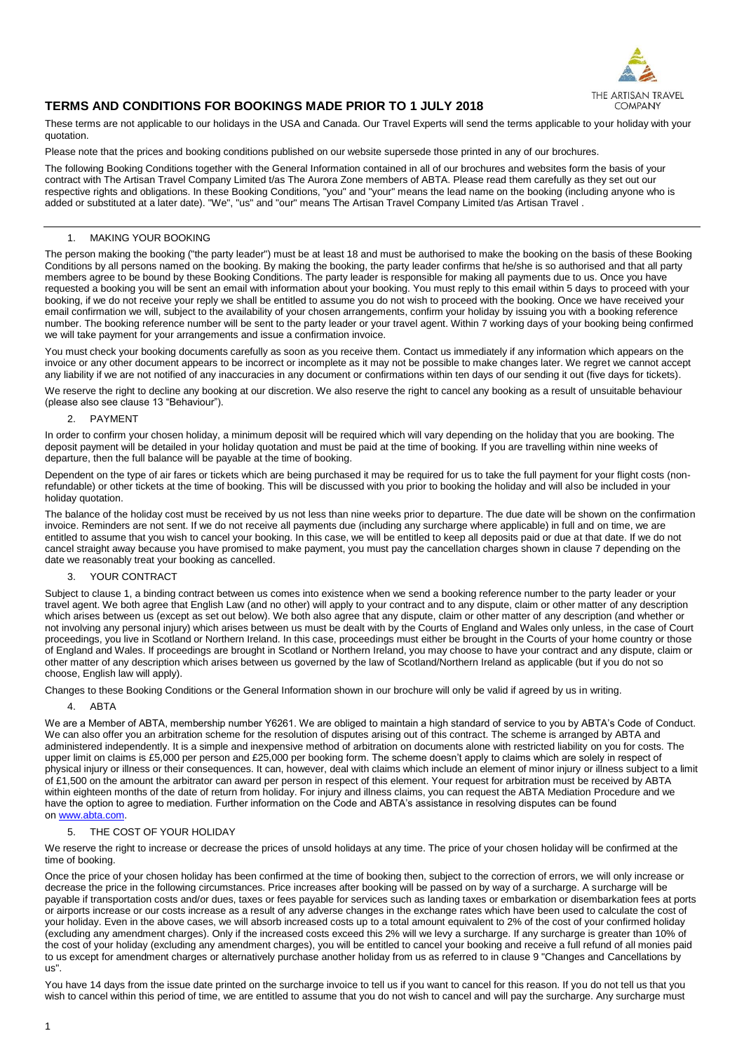# TERMS AND CONDITIONS FOR BOOKINGS MADE PRIOR TO 1 JULY 2018

These terms are not applicable to our holidays in the USA and Canada. Our Travel Experts will send the terms applicable to your holiday with your quotation.

Please note that the prices and booking conditions published on our website supersede those printed in any of our brochures.

The following Booking Conditions together with the General Information contained in all of our brochures and websites form the basis of your contract with The Artisan Travel Company Limited t/as The Aurora Zone members of ABTA. Please read them carefully as they set out our respective rights and obligations. In these Booking Conditions, "you" and "your" means the lead name on the booking (including anyone who is added or substituted at a later date). "We", "us" and "our" means The Artisan Travel Company Limited t/as Artisan Travel .

## 1. MAKING YOUR BOOKING

The person making the booking ("the party leader") must be at least 18 and must be authorised to make the booking on the basis of these Booking Conditions by all persons named on the booking. By making the booking, the party leader confirms that he/she is so authorised and that all party members agree to be bound by these Booking Conditions. The party leader is responsible for making all payments due to us. Once you have requested a booking you will be sent an email with information about your booking. You must reply to this email within 5 days to proceed with your booking, if we do not receive your reply we shall be entitled to assume you do not wish to proceed with the booking. Once we have received your email confirmation we will, subject to the availability of your chosen arrangements, confirm your holiday by issuing you with a booking reference number. The booking reference number will be sent to the party leader or your travel agent. Within 7 working days of your booking being confirmed we will take payment for your arrangements and issue a confirmation invoice.

You must check your booking documents carefully as soon as you receive them. Contact us immediately if any information which appears on the invoice or any other document appears to be incorrect or incomplete as it may not be possible to make changes later. We regret we cannot accept any liability if we are not notified of any inaccuracies in any document or confirmations within ten days of our sending it out (five days for tickets).

We reserve the right to decline any booking at our discretion. We also reserve the right to cancel any booking as a result of unsuitable behaviour (please also see clause 13 "Behaviour").

## 2. PAYMENT

In order to confirm your chosen holiday, a minimum deposit will be required which will vary depending on the holiday that you are booking. The deposit payment will be detailed in your holiday quotation and must be paid at the time of booking. If you are travelling within nine weeks of departure, then the full balance will be payable at the time of booking.

Dependent on the type of air fares or tickets which are being purchased it may be required for us to take the full payment for your flight costs (non-refundable) or other tickets at the time of booking. This will be discussed with you prior to booking the holiday and will also be included in your holiday quotation.

The balance of the holiday cost must be received by us not less than nine weeks prior to departure. The due date will be shown on the confirmation invoice. Reminders are not sent. If we do not receive all payments due (including any surcharge where applicable) in full and on time, we are entitled to assume that you wish to cancel your booking. In this case, we will be entitled to keep all deposits paid or due at that date. If we do not cancel straight away because you have promised to make payment, you must pay the cancellation charges shown in clause 7 depending on the date we reasonably treat your booking as cancelled.

## 3. YOUR CONTRACT

Subject to clause 1, a binding contract between us comes into existence when we send a booking reference number to the party leader or your travel agent. We both agree that English Law (and no other) will apply to your contract and to any dispute, claim or other matter of any description which arises between us (except as set out below). We both also agree that any dispute, claim or other matter of any description (and whether or not involving any personal injury) which arises between us must be dealt with by the Courts of England and Wales only unless, in the case of Court proceedings, you live in Scotland or Northern Ireland. In this case, proceedings must either be brought in the Courts of your home country or those of England and Wales. If proceedings are brought in Scotland or Northern Ireland, you may choose to have your contract and any dispute, claim or other matter of any description which arises between us governed by the law of Scotland/Northern Ireland as applicable (but if you do not so choose, English law will apply).

Changes to these Booking Conditions or the General Information shown in our brochure will only be valid if agreed by us in writing.

## 4. ABTA

We are a Member of ABTA, membership number Y6261. We are obliged to maintain a high standard of service to you by ABTA's Code of Conduct. We can also offer you an arbitration scheme for the resolution of disputes arising out of this contract. The scheme is arranged by ABTA and administered independently. It is a simple and inexpensive method of arbitration on documents alone with restricted liability on you for costs. The upper limit on claims is £5,000 per person and £25,000 per booking form. The scheme doesn't apply to claims which are solely in respect of physical injury or illness or their consequences. It can, however, deal with claims which include an element of minor injury or illness subject to a limit of £1,500 on the amount the arbitrator can award per person in respect of this element. Your request for arbitration must be received by ABTA within eighteen months of the date of return from holiday. For injury and illness claims, you can request the ABTA Mediation Procedure and we have the option to agree to mediation. Further information on the Code and ABTA's assistance in resolving disputes can be found on [www.abta.com](http://www.abta.com).

## 5. THE COST OF YOUR HOLIDAY

We reserve the right to increase or decrease the prices of unsold holidays at any time. The price of your chosen holiday will be confirmed at the time of booking.

Once the price of your chosen holiday has been confirmed at the time of booking then, subject to the correction of errors, we will only increase or decrease the price in the following circumstances. Price increases after booking will be passed on by way of a surcharge. A surcharge will be payable if transportation costs and/or dues, taxes or fees payable for services such as landing taxes or embarkation or disembarkation fees at ports or airports increase or our costs increase as a result of any adverse changes in the exchange rates which have been used to calculate the cost of your holiday. Even in the above cases, we will absorb increased costs up to a total amount equivalent to 2% of the cost of your confirmed holiday (excluding any amendment charges). Only if the increased costs exceed this 2% will we levy a surcharge. If any surcharge is greater than 10% of the cost of your holiday (excluding any amendment charges), you will be entitled to cancel your booking and receive a full refund of all monies paid to us except for amendment charges or alternatively purchase another holiday from us as referred to in clause 9 "Changes and Cancellations by us".

You have 14 days from the issue date printed on the surcharge invoice to tell us if you want to cancel for this reason. If you do not tell us that you wish to cancel within this period of time, we are entitled to assume that you do not wish to cancel and will pay the surcharge. Any surcharge must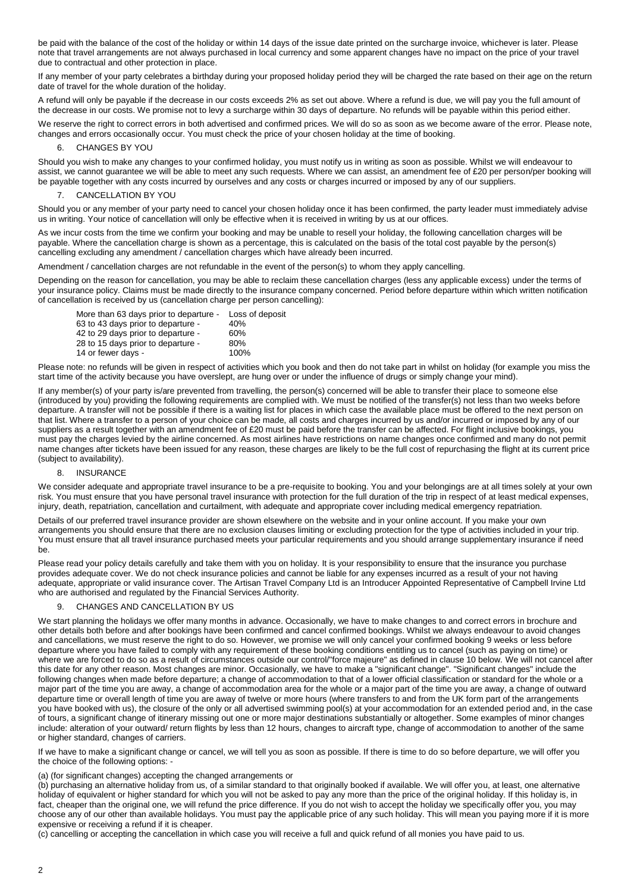be paid with the balance of the cost of the holiday or within 14 days of the issue date printed on the surcharge invoice, whichever is later. Please note that travel arrangements are not always purchased in local currency and some apparent changes have no impact on the price of your travel due to contractual and other protection in place.

If any member of your party celebrates a birthday during your proposed holiday period they will be charged the rate based on their age on the return date of travel for the whole duration of the holiday.

A refund will only be payable if the decrease in our costs exceeds 2% as set out above. Where a refund is due, we will pay you the full amount of the decrease in our costs. We promise not to levy a surcharge within 30 days of departure. No refunds will be payable within this period either.

We reserve the right to correct errors in both advertised and confirmed prices. We will do so as soon as we become aware of the error. Please note, changes and errors occasionally occur. You must check the price of your chosen holiday at the time of booking.

## 6. CHANGES BY YOU

Should you wish to make any changes to your confirmed holiday, you must notify us in writing as soon as possible. Whilst we will endeavour to assist, we cannot guarantee we will be able to meet any such requests. Where we can assist, an amendment fee of £20 per person/per booking will be payable together with any costs incurred by ourselves and any costs or charges incurred or imposed by any of our suppliers.

## 7. CANCELLATION BY YOU

Should you or any member of your party need to cancel your chosen holiday once it has been confirmed, the party leader must immediately advise us in writing. Your notice of cancellation will only be effective when it is received in writing by us at our offices.

As we incur costs from the time we confirm your booking and may be unable to resell your holiday, the following cancellation charges will be payable. Where the cancellation charge is shown as a percentage, this is calculated on the basis of the total cost payable by the person(s) cancelling excluding any amendment / cancellation charges which have already been incurred.

Amendment / cancellation charges are not refundable in the event of the person(s) to whom they apply cancelling.

Depending on the reason for cancellation, you may be able to reclaim these cancellation charges (less any applicable excess) under the terms of your insurance policy. Claims must be made directly to the insurance company concerned. Period before departure within which written notification of cancellation is received by us (cancellation charge per person cancelling):

| Period | Charge |
|---|---|
| More than 63 days prior to departure - | Loss of deposit |
| 63 to 43 days prior to departure - | 40% |
| 42 to 29 days prior to departure - | 60% |
| 28 to 15 days prior to departure - | 80% |
| 14 or fewer days - | 100% |

Please note: no refunds will be given in respect of activities which you book and then do not take part in whilst on holiday (for example you miss the start time of the activity because you have overslept, are hung over or under the influence of drugs or simply change your mind).

If any member(s) of your party is/are prevented from travelling, the person(s) concerned will be able to transfer their place to someone else (introduced by you) providing the following requirements are complied with. We must be notified of the transfer(s) not less than two weeks before departure. A transfer will not be possible if there is a waiting list for places in which case the available place must be offered to the next person on that list. Where a transfer to a person of your choice can be made, all costs and charges incurred by us and/or incurred or imposed by any of our suppliers as a result together with an amendment fee of £20 must be paid before the transfer can be affected. For flight inclusive bookings, you must pay the charges levied by the airline concerned. As most airlines have restrictions on name changes once confirmed and many do not permit name changes after tickets have been issued for any reason, these charges are likely to be the full cost of repurchasing the flight at its current price (subject to availability).

## 8. INSURANCE

We consider adequate and appropriate travel insurance to be a pre-requisite to booking. You and your belongings are at all times solely at your own risk. You must ensure that you have personal travel insurance with protection for the full duration of the trip in respect of at least medical expenses, injury, death, repatriation, cancellation and curtailment, with adequate and appropriate cover including medical emergency repatriation.

Details of our preferred travel insurance provider are shown elsewhere on the website and in your online account. If you make your own arrangements you should ensure that there are no exclusion clauses limiting or excluding protection for the type of activities included in your trip. You must ensure that all travel insurance purchased meets your particular requirements and you should arrange supplementary insurance if need be.

Please read your policy details carefully and take them with you on holiday. It is your responsibility to ensure that the insurance you purchase provides adequate cover. We do not check insurance policies and cannot be liable for any expenses incurred as a result of your not having adequate, appropriate or valid insurance cover. The Artisan Travel Company Ltd is an Introducer Appointed Representative of Campbell Irvine Ltd who are authorised and regulated by the Financial Services Authority.

## 9. CHANGES AND CANCELLATION BY US

We start planning the holidays we offer many months in advance. Occasionally, we have to make changes to and correct errors in brochure and other details both before and after bookings have been confirmed and cancel confirmed bookings. Whilst we always endeavour to avoid changes and cancellations, we must reserve the right to do so. However, we promise we will only cancel your confirmed booking 9 weeks or less before departure where you have failed to comply with any requirement of these booking conditions entitling us to cancel (such as paying on time) or where we are forced to do so as a result of circumstances outside our control/"force majeure" as defined in clause 10 below. We will not cancel after this date for any other reason. Most changes are minor. Occasionally, we have to make a "significant change". "Significant changes" include the following changes when made before departure; a change of accommodation to that of a lower official classification or standard for the whole or a major part of the time you are away, a change of accommodation area for the whole or a major part of the time you are away, a change of outward departure time or overall length of time you are away of twelve or more hours (where transfers to and from the UK form part of the arrangements you have booked with us), the closure of the only or all advertised swimming pool(s) at your accommodation for an extended period and, in the case of tours, a significant change of itinerary missing out one or more major destinations substantially or altogether. Some examples of minor changes include: alteration of your outward/ return flights by less than 12 hours, changes to aircraft type, change of accommodation to another of the same or higher standard, changes of carriers.

If we have to make a significant change or cancel, we will tell you as soon as possible. If there is time to do so before departure, we will offer you the choice of the following options: -

(a) (for significant changes) accepting the changed arrangements or

(b) purchasing an alternative holiday from us, of a similar standard to that originally booked if available. We will offer you, at least, one alternative holiday of equivalent or higher standard for which you will not be asked to pay any more than the price of the original holiday. If this holiday is, in fact, cheaper than the original one, we will refund the price difference. If you do not wish to accept the holiday we specifically offer you, you may choose any of our other than available holidays. You must pay the applicable price of any such holiday. This will mean you paying more if it is more expensive or receiving a refund if it is cheaper.

(c) cancelling or accepting the cancellation in which case you will receive a full and quick refund of all monies you have paid to us.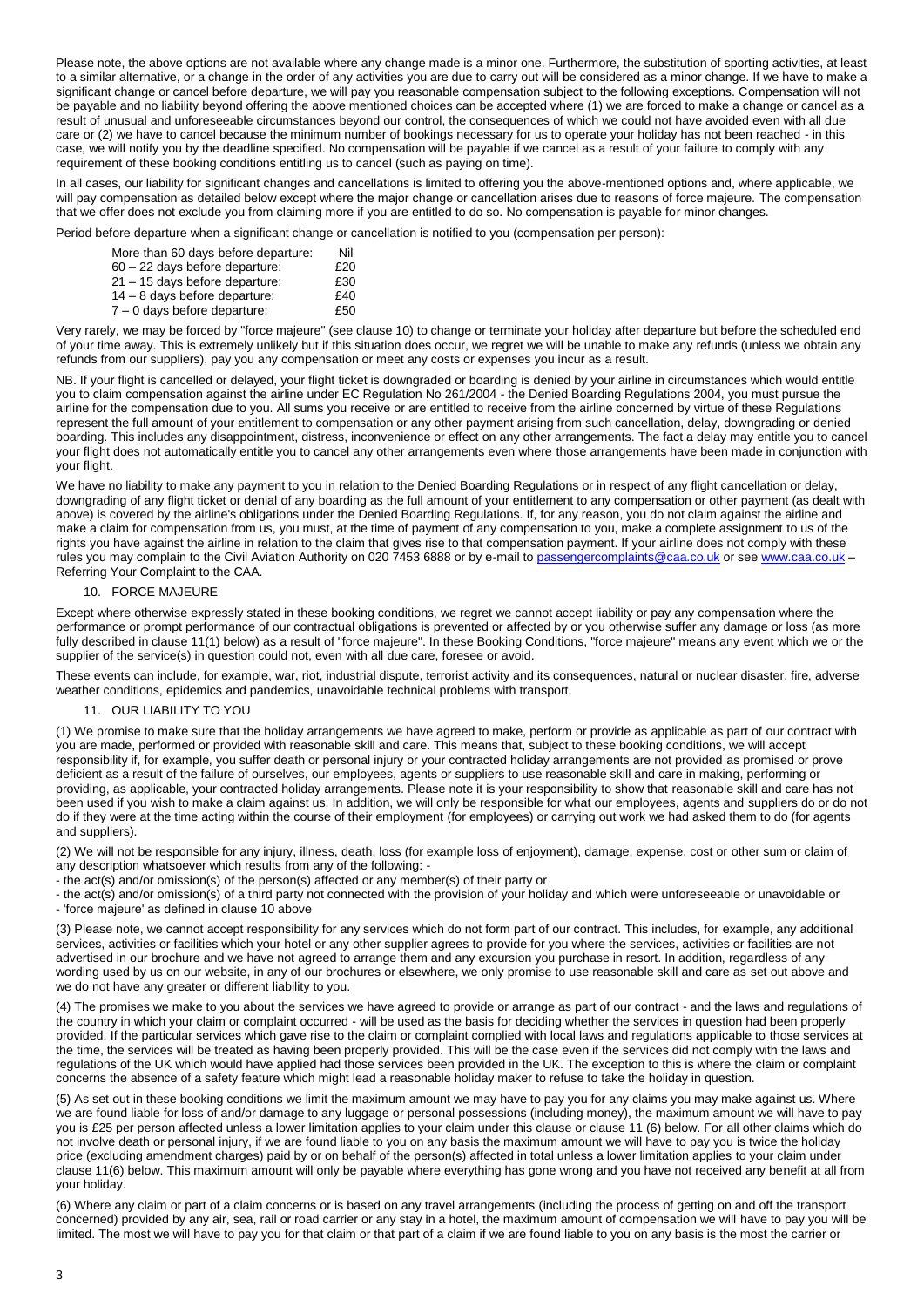Please note, the above options are not available where any change made is a minor one. Furthermore, the substitution of sporting activities, at least to a similar alternative, or a change in the order of any activities you are due to carry out will be considered as a minor change. If we have to make a significant change or cancel before departure, we will pay you reasonable compensation subject to the following exceptions. Compensation will not be payable and no liability beyond offering the above mentioned choices can be accepted where (1) we are forced to make a change or cancel as a result of unusual and unforeseeable circumstances beyond our control, the consequences of which we could not have avoided even with all due care or (2) we have to cancel because the minimum number of bookings necessary for us to operate your holiday has not been reached - in this case, we will notify you by the deadline specified. No compensation will be payable if we cancel as a result of your failure to comply with any requirement of these booking conditions entitling us to cancel (such as paying on time).

In all cases, our liability for significant changes and cancellations is limited to offering you the above-mentioned options and, where applicable, we will pay compensation as detailed below except where the major change or cancellation arises due to reasons of force majeure. The compensation that we offer does not exclude you from claiming more if you are entitled to do so. No compensation is payable for minor changes.

Period before departure when a significant change or cancellation is notified to you (compensation per person):

| | |
|---|---|
| More than 60 days before departure: | Nil |
| 60 – 22 days before departure: | £20 |
| 21 – 15 days before departure: | £30 |
| 14 – 8 days before departure: | £40 |
| 7 – 0 days before departure: | £50 |

Very rarely, we may be forced by "force majeure" (see clause 10) to change or terminate your holiday after departure but before the scheduled end of your time away. This is extremely unlikely but if this situation does occur, we regret we will be unable to make any refunds (unless we obtain any refunds from our suppliers), pay you any compensation or meet any costs or expenses you incur as a result.

NB. If your flight is cancelled or delayed, your flight ticket is downgraded or boarding is denied by your airline in circumstances which would entitle you to claim compensation against the airline under EC Regulation No 261/2004 - the Denied Boarding Regulations 2004, you must pursue the airline for the compensation due to you. All sums you receive or are entitled to receive from the airline concerned by virtue of these Regulations represent the full amount of your entitlement to compensation or any other payment arising from such cancellation, delay, downgrading or denied boarding. This includes any disappointment, distress, inconvenience or effect on any other arrangements. The fact a delay may entitle you to cancel your flight does not automatically entitle you to cancel any other arrangements even where those arrangements have been made in conjunction with your flight.

We have no liability to make any payment to you in relation to the Denied Boarding Regulations or in respect of any flight cancellation or delay, downgrading of any flight ticket or denial of any boarding as the full amount of your entitlement to any compensation or other payment (as dealt with above) is covered by the airline's obligations under the Denied Boarding Regulations. If, for any reason, you do not claim against the airline and make a claim for compensation from us, you must, at the time of payment of any compensation to you, make a complete assignment to us of the rights you have against the airline in relation to the claim that gives rise to that compensation payment. If your airline does not comply with these rules you may complain to the Civil Aviation Authority on 020 7453 6888 or by e-mail to passengercomplaints@caa.co.uk or see www.caa.co.uk – Referring Your Complaint to the CAA.

## 10. FORCE MAJEURE

Except where otherwise expressly stated in these booking conditions, we regret we cannot accept liability or pay any compensation where the performance or prompt performance of our contractual obligations is prevented or affected by or you otherwise suffer any damage or loss (as more fully described in clause 11(1) below) as a result of "force majeure". In these Booking Conditions, "force majeure" means any event which we or the supplier of the service(s) in question could not, even with all due care, foresee or avoid.

These events can include, for example, war, riot, industrial dispute, terrorist activity and its consequences, natural or nuclear disaster, fire, adverse weather conditions, epidemics and pandemics, unavoidable technical problems with transport.

## 11. OUR LIABILITY TO YOU

(1) We promise to make sure that the holiday arrangements we have agreed to make, perform or provide as applicable as part of our contract with you are made, performed or provided with reasonable skill and care. This means that, subject to these booking conditions, we will accept responsibility if, for example, you suffer death or personal injury or your contracted holiday arrangements are not provided as promised or prove deficient as a result of the failure of ourselves, our employees, agents or suppliers to use reasonable skill and care in making, performing or providing, as applicable, your contracted holiday arrangements. Please note it is your responsibility to show that reasonable skill and care has not been used if you wish to make a claim against us. In addition, we will only be responsible for what our employees, agents and suppliers do or do not do if they were at the time acting within the course of their employment (for employees) or carrying out work we had asked them to do (for agents and suppliers).

(2) We will not be responsible for any injury, illness, death, loss (for example loss of enjoyment), damage, expense, cost or other sum or claim of any description whatsoever which results from any of the following: -

- the act(s) and/or omission(s) of the person(s) affected or any member(s) of their party or
- the act(s) and/or omission(s) of a third party not connected with the provision of your holiday and which were unforeseeable or unavoidable or
- 'force majeure' as defined in clause 10 above

(3) Please note, we cannot accept responsibility for any services which do not form part of our contract. This includes, for example, any additional services, activities or facilities which your hotel or any other supplier agrees to provide for you where the services, activities or facilities are not advertised in our brochure and we have not agreed to arrange them and any excursion you purchase in resort. In addition, regardless of any wording used by us on our website, in any of our brochures or elsewhere, we only promise to use reasonable skill and care as set out above and we do not have any greater or different liability to you.

(4) The promises we make to you about the services we have agreed to provide or arrange as part of our contract - and the laws and regulations of the country in which your claim or complaint occurred - will be used as the basis for deciding whether the services in question had been properly provided. If the particular services which gave rise to the claim or complaint complied with local laws and regulations applicable to those services at the time, the services will be treated as having been properly provided. This will be the case even if the services did not comply with the laws and regulations of the UK which would have applied had those services been provided in the UK. The exception to this is where the claim or complaint concerns the absence of a safety feature which might lead a reasonable holiday maker to refuse to take the holiday in question.

(5) As set out in these booking conditions we limit the maximum amount we may have to pay you for any claims you may make against us. Where we are found liable for loss of and/or damage to any luggage or personal possessions (including money), the maximum amount we will have to pay you is £25 per person affected unless a lower limitation applies to your claim under this clause or clause 11 (6) below. For all other claims which do not involve death or personal injury, if we are found liable to you on any basis the maximum amount we will have to pay you is twice the holiday price (excluding amendment charges) paid by or on behalf of the person(s) affected in total unless a lower limitation applies to your claim under clause 11(6) below. This maximum amount will only be payable where everything has gone wrong and you have not received any benefit at all from your holiday.

(6) Where any claim or part of a claim concerns or is based on any travel arrangements (including the process of getting on and off the transport concerned) provided by any air, sea, rail or road carrier or any stay in a hotel, the maximum amount of compensation we will have to pay you will be limited. The most we will have to pay you for that claim or that part of a claim if we are found liable to you on any basis is the most the carrier or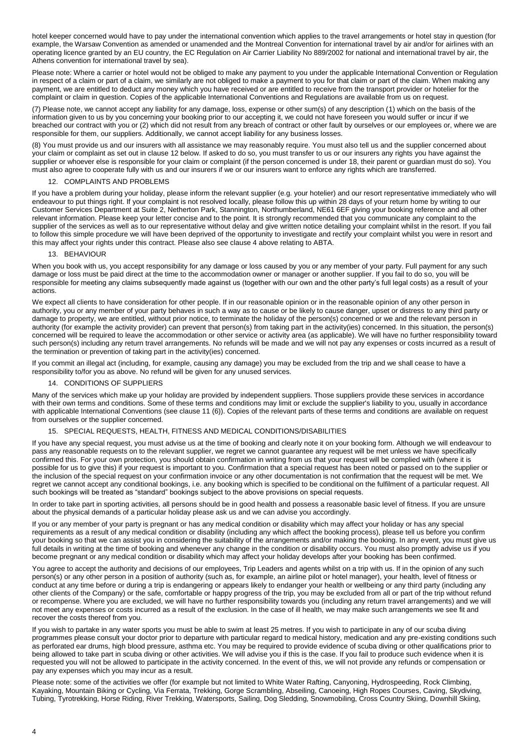hotel keeper concerned would have to pay under the international convention which applies to the travel arrangements or hotel stay in question (for example, the Warsaw Convention as amended or unamended and the Montreal Convention for international travel by air and/or for airlines with an operating licence granted by an EU country, the EC Regulation on Air Carrier Liability No 889/2002 for national and international travel by air, the Athens convention for international travel by sea).

Please note: Where a carrier or hotel would not be obliged to make any payment to you under the applicable International Convention or Regulation in respect of a claim or part of a claim, we similarly are not obliged to make a payment to you for that claim or part of the claim. When making any payment, we are entitled to deduct any money which you have received or are entitled to receive from the transport provider or hotelier for the complaint or claim in question. Copies of the applicable International Conventions and Regulations are available from us on request.

(7) Please note, we cannot accept any liability for any damage, loss, expense or other sum(s) of any description (1) which on the basis of the information given to us by you concerning your booking prior to our accepting it, we could not have foreseen you would suffer or incur if we breached our contract with you or (2) which did not result from any breach of contract or other fault by ourselves or our employees or, where we are responsible for them, our suppliers. Additionally, we cannot accept liability for any business losses.

(8) You must provide us and our insurers with all assistance we may reasonably require. You must also tell us and the supplier concerned about your claim or complaint as set out in clause 12 below. If asked to do so, you must transfer to us or our insurers any rights you have against the supplier or whoever else is responsible for your claim or complaint (if the person concerned is under 18, their parent or guardian must do so). You must also agree to cooperate fully with us and our insurers if we or our insurers want to enforce any rights which are transferred.

## 12. COMPLAINTS AND PROBLEMS

If you have a problem during your holiday, please inform the relevant supplier (e.g. your hotelier) and our resort representative immediately who will endeavour to put things right. If your complaint is not resolved locally, please follow this up within 28 days of your return home by writing to our Customer Services Department at Suite 2, Netherton Park, Stannington, Northumberland, NE61 6EF giving your booking reference and all other relevant information. Please keep your letter concise and to the point. It is strongly recommended that you communicate any complaint to the supplier of the services as well as to our representative without delay and give written notice detailing your complaint whilst in the resort. If you fail to follow this simple procedure we will have been deprived of the opportunity to investigate and rectify your complaint whilst you were in resort and this may affect your rights under this contract. Please also see clause 4 above relating to ABTA.

## 13. BEHAVIOUR

When you book with us, you accept responsibility for any damage or loss caused by you or any member of your party. Full payment for any such damage or loss must be paid direct at the time to the accommodation owner or manager or another supplier. If you fail to do so, you will be responsible for meeting any claims subsequently made against us (together with our own and the other party's full legal costs) as a result of your actions.

We expect all clients to have consideration for other people. If in our reasonable opinion or in the reasonable opinion of any other person in authority, you or any member of your party behaves in such a way as to cause or be likely to cause danger, upset or distress to any third party or damage to property, we are entitled, without prior notice, to terminate the holiday of the person(s) concerned or we and the relevant person in authority (for example the activity provider) can prevent that person(s) from taking part in the activity(ies) concerned. In this situation, the person(s) concerned will be required to leave the accommodation or other service or activity area (as applicable). We will have no further responsibility toward such person(s) including any return travel arrangements. No refunds will be made and we will not pay any expenses or costs incurred as a result of the termination or prevention of taking part in the activity(ies) concerned.

If you commit an illegal act (including, for example, causing any damage) you may be excluded from the trip and we shall cease to have a responsibility to/for you as above. No refund will be given for any unused services.

## 14. CONDITIONS OF SUPPLIERS

Many of the services which make up your holiday are provided by independent suppliers. Those suppliers provide these services in accordance with their own terms and conditions. Some of these terms and conditions may limit or exclude the supplier's liability to you, usually in accordance with applicable International Conventions (see clause 11 (6)). Copies of the relevant parts of these terms and conditions are available on request from ourselves or the supplier concerned.

## 15. SPECIAL REQUESTS, HEALTH, FITNESS AND MEDICAL CONDITIONS/DISABILITIES

If you have any special request, you must advise us at the time of booking and clearly note it on your booking form. Although we will endeavour to pass any reasonable requests on to the relevant supplier, we regret we cannot guarantee any request will be met unless we have specifically confirmed this. For your own protection, you should obtain confirmation in writing from us that your request will be complied with (where it is possible for us to give this) if your request is important to you. Confirmation that a special request has been noted or passed on to the supplier or the inclusion of the special request on your confirmation invoice or any other documentation is not confirmation that the request will be met. We regret we cannot accept any conditional bookings, i.e. any booking which is specified to be conditional on the fulfilment of a particular request. All such bookings will be treated as "standard" bookings subject to the above provisions on special requests.

In order to take part in sporting activities, all persons should be in good health and possess a reasonable basic level of fitness. If you are unsure about the physical demands of a particular holiday please ask us and we can advise you accordingly.

If you or any member of your party is pregnant or has any medical condition or disability which may affect your holiday or has any special requirements as a result of any medical condition or disability (including any which affect the booking process), please tell us before you confirm your booking so that we can assist you in considering the suitability of the arrangements and/or making the booking. In any event, you must give us full details in writing at the time of booking and whenever any change in the condition or disability occurs. You must also promptly advise us if you become pregnant or any medical condition or disability which may affect your holiday develops after your booking has been confirmed.

You agree to accept the authority and decisions of our employees, Trip Leaders and agents whilst on a trip with us. If in the opinion of any such person(s) or any other person in a position of authority (such as, for example, an airline pilot or hotel manager), your health, level of fitness or conduct at any time before or during a trip is endangering or appears likely to endanger your health or wellbeing or any third party (including any other clients of the Company) or the safe, comfortable or happy progress of the trip, you may be excluded from all or part of the trip without refund or recompense. Where you are excluded, we will have no further responsibility towards you (including any return travel arrangements) and we will not meet any expenses or costs incurred as a result of the exclusion. In the case of ill health, we may make such arrangements we see fit and recover the costs thereof from you.

If you wish to partake in any water sports you must be able to swim at least 25 metres. If you wish to participate in any of our scuba diving programmes please consult your doctor prior to departure with particular regard to medical history, medication and any pre-existing conditions such as perforated ear drums, high blood pressure, asthma etc. You may be required to provide evidence of scuba diving or other qualifications prior to being allowed to take part in scuba diving or other activities. We will advise you if this is the case. If you fail to produce such evidence when it is requested you will not be allowed to participate in the activity concerned. In the event of this, we will not provide any refunds or compensation or pay any expenses which you may incur as a result.

Please note: some of the activities we offer (for example but not limited to White Water Rafting, Canyoning, Hydrospeeding, Rock Climbing, Kayaking, Mountain Biking or Cycling, Via Ferrata, Trekking, Gorge Scrambling, Abseiling, Canoeing, High Ropes Courses, Caving, Skydiving, Tubing, Tyrotrekking, Horse Riding, River Trekking, Watersports, Sailing, Dog Sledding, Snowmobiling, Cross Country Skiing, Downhill Skiing,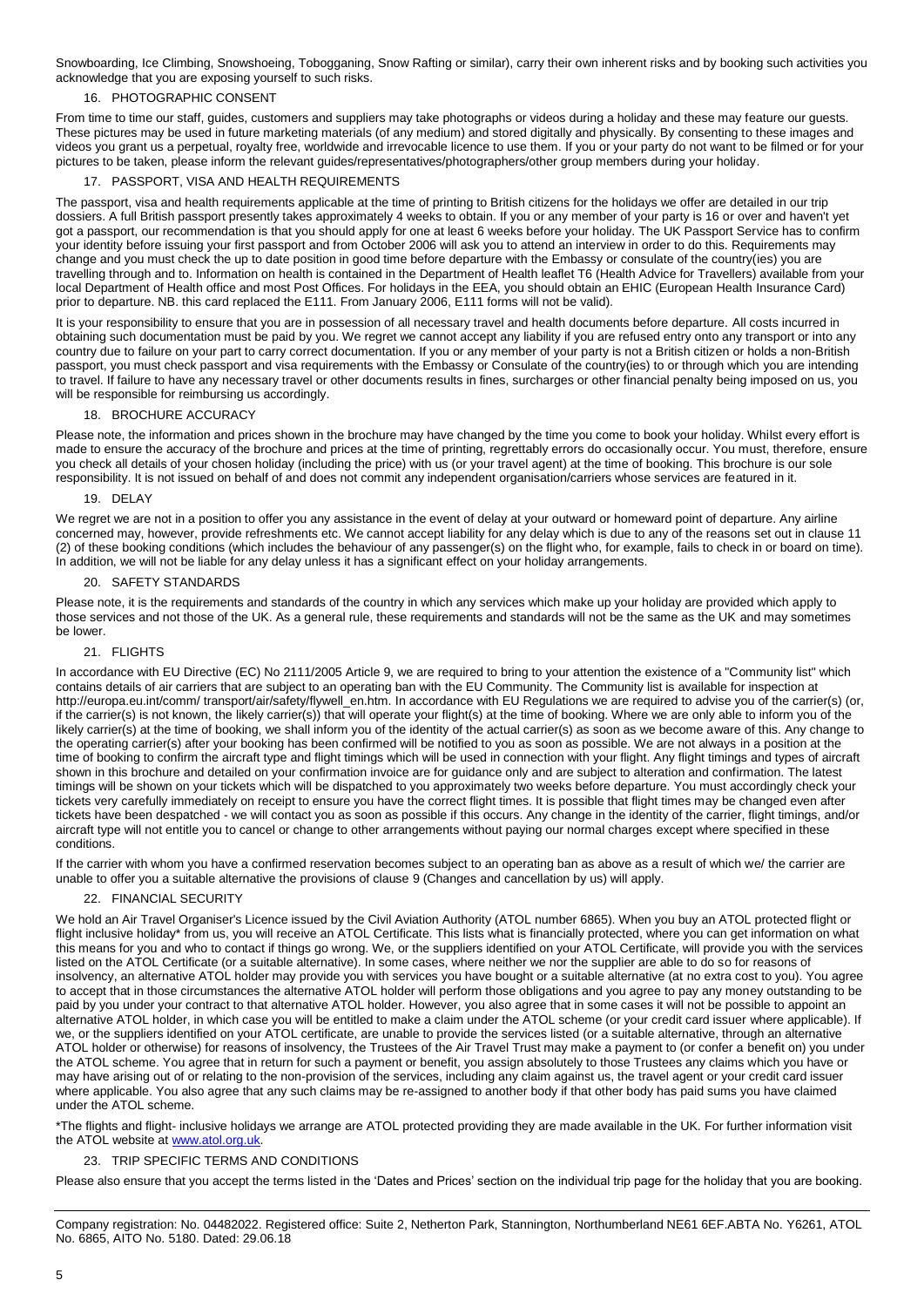Snowboarding, Ice Climbing, Snowshoeing, Tobogganing, Snow Rafting or similar), carry their own inherent risks and by booking such activities you acknowledge that you are exposing yourself to such risks.

## 16. PHOTOGRAPHIC CONSENT

From time to time our staff, guides, customers and suppliers may take photographs or videos during a holiday and these may feature our guests. These pictures may be used in future marketing materials (of any medium) and stored digitally and physically. By consenting to these images and videos you grant us a perpetual, royalty free, worldwide and irrevocable licence to use them. If you or your party do not want to be filmed or for your pictures to be taken, please inform the relevant guides/representatives/photographers/other group members during your holiday.

## 17. PASSPORT, VISA AND HEALTH REQUIREMENTS

The passport, visa and health requirements applicable at the time of printing to British citizens for the holidays we offer are detailed in our trip dossiers. A full British passport presently takes approximately 4 weeks to obtain. If you or any member of your party is 16 or over and haven't yet got a passport, our recommendation is that you should apply for one at least 6 weeks before your holiday. The UK Passport Service has to confirm your identity before issuing your first passport and from October 2006 will ask you to attend an interview in order to do this. Requirements may change and you must check the up to date position in good time before departure with the Embassy or consulate of the country(ies) you are travelling through and to. Information on health is contained in the Department of Health leaflet T6 (Health Advice for Travellers) available from your local Department of Health office and most Post Offices. For holidays in the EEA, you should obtain an EHIC (European Health Insurance Card) prior to departure. NB. this card replaced the E111. From January 2006, E111 forms will not be valid).

It is your responsibility to ensure that you are in possession of all necessary travel and health documents before departure. All costs incurred in obtaining such documentation must be paid by you. We regret we cannot accept any liability if you are refused entry onto any transport or into any country due to failure on your part to carry correct documentation. If you or any member of your party is not a British citizen or holds a non-British passport, you must check passport and visa requirements with the Embassy or Consulate of the country(ies) to or through which you are intending to travel. If failure to have any necessary travel or other documents results in fines, surcharges or other financial penalty being imposed on us, you will be responsible for reimbursing us accordingly.

## 18. BROCHURE ACCURACY

Please note, the information and prices shown in the brochure may have changed by the time you come to book your holiday. Whilst every effort is made to ensure the accuracy of the brochure and prices at the time of printing, regrettably errors do occasionally occur. You must, therefore, ensure you check all details of your chosen holiday (including the price) with us (or your travel agent) at the time of booking. This brochure is our sole responsibility. It is not issued on behalf of and does not commit any independent organisation/carriers whose services are featured in it.

## 19. DELAY

We regret we are not in a position to offer you any assistance in the event of delay at your outward or homeward point of departure. Any airline concerned may, however, provide refreshments etc. We cannot accept liability for any delay which is due to any of the reasons set out in clause 11 (2) of these booking conditions (which includes the behaviour of any passenger(s) on the flight who, for example, fails to check in or board on time). In addition, we will not be liable for any delay unless it has a significant effect on your holiday arrangements.

## 20. SAFETY STANDARDS

Please note, it is the requirements and standards of the country in which any services which make up your holiday are provided which apply to those services and not those of the UK. As a general rule, these requirements and standards will not be the same as the UK and may sometimes be lower.

## 21. FLIGHTS

In accordance with EU Directive (EC) No 2111/2005 Article 9, we are required to bring to your attention the existence of a "Community list" which contains details of air carriers that are subject to an operating ban with the EU Community. The Community list is available for inspection at http://europa.eu.int/comm/ transport/air/safety/flywell_en.htm. In accordance with EU Regulations we are required to advise you of the carrier(s) (or, if the carrier(s) is not known, the likely carrier(s)) that will operate your flight(s) at the time of booking. Where we are only able to inform you of the likely carrier(s) at the time of booking, we shall inform you of the identity of the actual carrier(s) as soon as we become aware of this. Any change to the operating carrier(s) after your booking has been confirmed will be notified to you as soon as possible. We are not always in a position at the time of booking to confirm the aircraft type and flight timings which will be used in connection with your flight. Any flight timings and types of aircraft shown in this brochure and detailed on your confirmation invoice are for guidance only and are subject to alteration and confirmation. The latest timings will be shown on your tickets which will be dispatched to you approximately two weeks before departure. You must accordingly check your tickets very carefully immediately on receipt to ensure you have the correct flight times. It is possible that flight times may be changed even after tickets have been despatched - we will contact you as soon as possible if this occurs. Any change in the identity of the carrier, flight timings, and/or aircraft type will not entitle you to cancel or change to other arrangements without paying our normal charges except where specified in these conditions.

If the carrier with whom you have a confirmed reservation becomes subject to an operating ban as above as a result of which we/ the carrier are unable to offer you a suitable alternative the provisions of clause 9 (Changes and cancellation by us) will apply.

## 22. FINANCIAL SECURITY

We hold an Air Travel Organiser's Licence issued by the Civil Aviation Authority (ATOL number 6865). When you buy an ATOL protected flight or flight inclusive holiday* from us, you will receive an ATOL Certificate. This lists what is financially protected, where you can get information on what this means for you and who to contact if things go wrong. We, or the suppliers identified on your ATOL Certificate, will provide you with the services listed on the ATOL Certificate (or a suitable alternative). In some cases, where neither we nor the supplier are able to do so for reasons of insolvency, an alternative ATOL holder may provide you with services you have bought or a suitable alternative (at no extra cost to you). You agree to accept that in those circumstances the alternative ATOL holder will perform those obligations and you agree to pay any money outstanding to be paid by you under your contract to that alternative ATOL holder. However, you also agree that in some cases it will not be possible to appoint an alternative ATOL holder, in which case you will be entitled to make a claim under the ATOL scheme (or your credit card issuer where applicable). If we, or the suppliers identified on your ATOL certificate, are unable to provide the services listed (or a suitable alternative, through an alternative ATOL holder or otherwise) for reasons of insolvency, the Trustees of the Air Travel Trust may make a payment to (or confer a benefit on) you under the ATOL scheme. You agree that in return for such a payment or benefit, you assign absolutely to those Trustees any claims which you have or may have arising out of or relating to the non-provision of the services, including any claim against us, the travel agent or your credit card issuer where applicable. You also agree that any such claims may be re-assigned to another body if that other body has paid sums you have claimed under the ATOL scheme.

*The flights and flight- inclusive holidays we arrange are ATOL protected providing they are made available in the UK. For further information visit the ATOL website at www.atol.org.uk.

## 23. TRIP SPECIFIC TERMS AND CONDITIONS

Please also ensure that you accept the terms listed in the 'Dates and Prices' section on the individual trip page for the holiday that you are booking.

---

Company registration: No. 04482022. Registered office: Suite 2, Netherton Park, Stannington, Northumberland NE61 6EF.ABTA No. Y6261, ATOL No. 6865, AITO No. 5180. Dated: 29.06.18